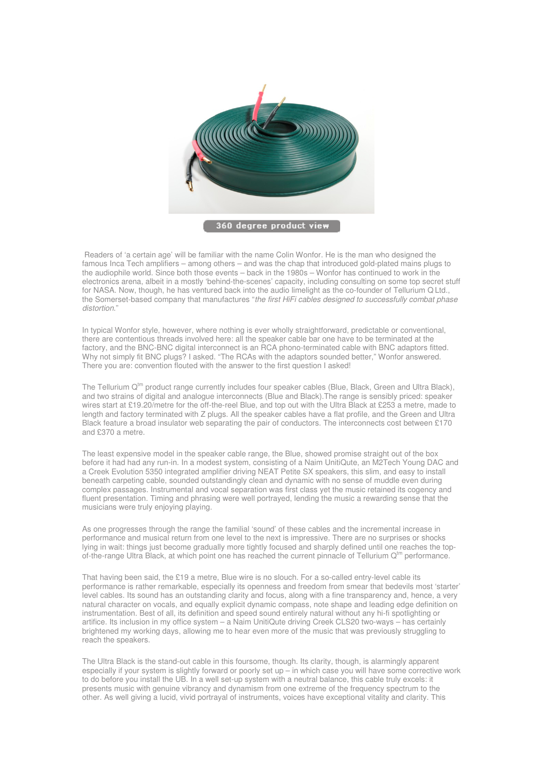360 degree product view

Readers of 'a certain age' will be familiar with the name Colin Wonfor. He is the man who designed the famous Inca Tech amplifiers – among others – and was the chap that introduced gold-plated mains plugs to the audiophile world. Since both those events – back in the 1980s – Wonfor has continued to work in the electronics arena, albeit in a mostly 'behind-the-scenes' capacity, including consulting on some top secret stuff for NASA. Now, though, he has ventured back into the audio limelight as the co-founder of Tellurium Q Ltd., the Somerset-based company that manufactures "*the first HiFi cables designed to successfully combat phase distortion*."

In typical Wonfor style, however, where nothing is ever wholly straightforward, predictable or conventional, there are contentious threads involved here: all the speaker cable bar one have to be terminated at the factory, and the BNC-BNC digital interconnect is an RCA phono-terminated cable with BNC adaptors fitted. Why not simply fit BNC plugs? I asked. "The RCAs with the adaptors sounded better," Wonfor answered. There you are: convention flouted with the answer to the first question I asked!

The Tellurium Q[tm] product range currently includes four speaker cables (Blue, Black, Green and Ultra Black), and two strains of digital and analogue interconnects (Blue and Black).The range is sensibly priced: speaker wires start at £19.20/metre for the off-the-reel Blue, and top out with the Ultra Black at £253 a metre, made to length and factory terminated with Z plugs. All the speaker cables have a flat profile, and the Green and Ultra Black feature a broad insulator web separating the pair of conductors. The interconnects cost between £170 and £370 a metre.

The least expensive model in the speaker cable range, the Blue, showed promise straight out of the box before it had had any run-in. In a modest system, consisting of a Naim UnitiQute, an M2Tech Young DAC and a Creek Evolution 5350 integrated amplifier driving NEAT Petite SX speakers, this slim, and easy to install beneath carpeting cable, sounded outstandingly clean and dynamic with no sense of muddle even during complex passages. Instrumental and vocal separation was first class yet the music retained its cogency and fluent presentation. Timing and phrasing were well portrayed, lending the music a rewarding sense that the musicians were truly enjoying playing.

As one progresses through the range the familial 'sound' of these cables and the incremental increase in performance and musical return from one level to the next is impressive. There are no surprises or shocks lying in wait: things just become gradually more tightly focused and sharply defined until one reaches the top-of-the-range Ultra Black, at which point one has reached the current pinnacle of Tellurium Q[tm] performance.

That having been said, the £19 a metre, Blue wire is no slouch. For a so-called entry-level cable its performance is rather remarkable, especially its openness and freedom from smear that bedevils most 'starter' level cables. Its sound has an outstanding clarity and focus, along with a fine transparency and, hence, a very natural character on vocals, and equally explicit dynamic compass, note shape and leading edge definition on instrumentation. Best of all, its definition and speed sound entirely natural without any hi-fi spotlighting or artifice. Its inclusion in my office system – a Naim UnitiQute driving Creek CLS20 two-ways – has certainly brightened my working days, allowing me to hear even more of the music that was previously struggling to reach the speakers.

The Ultra Black is the stand-out cable in this foursome, though. Its clarity, though, is alarmingly apparent especially if your system is slightly forward or poorly set up – in which case you will have some corrective work to do before you install the UB. In a well set-up system with a neutral balance, this cable truly excels: it presents music with genuine vibrancy and dynamism from one extreme of the frequency spectrum to the other. As well giving a lucid, vivid portrayal of instruments, voices have exceptional vitality and clarity. This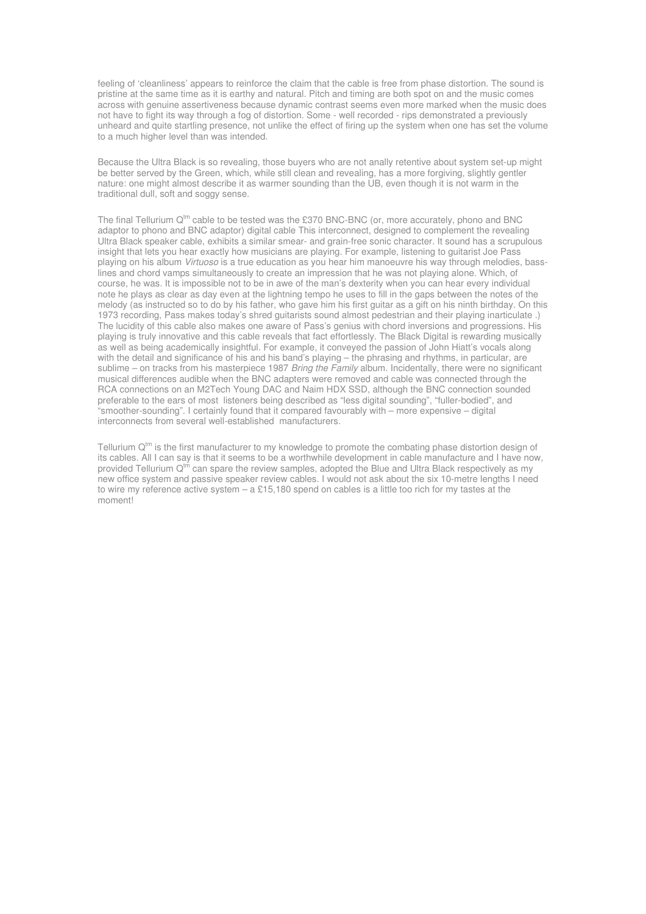feeling of 'cleanliness' appears to reinforce the claim that the cable is free from phase distortion. The sound is pristine at the same time as it is earthy and natural. Pitch and timing are both spot on and the music comes across with genuine assertiveness because dynamic contrast seems even more marked when the music does not have to fight its way through a fog of distortion. Some - well recorded - rips demonstrated a previously unheard and quite startling presence, not unlike the effect of firing up the system when one has set the volume to a much higher level than was intended.

Because the Ultra Black is so revealing, those buyers who are not anally retentive about system set-up might be better served by the Green, which, while still clean and revealing, has a more forgiving, slightly gentler nature: one might almost describe it as warmer sounding than the UB, even though it is not warm in the traditional dull, soft and soggy sense.

The final Tellurium Q[tm] cable to be tested was the £370 BNC-BNC (or, more accurately, phono and BNC adaptor to phono and BNC adaptor) digital cable This interconnect, designed to complement the revealing Ultra Black speaker cable, exhibits a similar smear- and grain-free sonic character. It sound has a scrupulous insight that lets you hear exactly how musicians are playing. For example, listening to guitarist Joe Pass playing on his album *Virtuoso* is a true education as you hear him manoeuvre his way through melodies, bass-lines and chord vamps simultaneously to create an impression that he was not playing alone. Which, of course, he was. It is impossible not to be in awe of the man's dexterity when you can hear every individual note he plays as clear as day even at the lightning tempo he uses to fill in the gaps between the notes of the melody (as instructed so to do by his father, who gave him his first guitar as a gift on his ninth birthday. On this 1973 recording, Pass makes today's shred guitarists sound almost pedestrian and their playing inarticulate .) The lucidity of this cable also makes one aware of Pass's genius with chord inversions and progressions. His playing is truly innovative and this cable reveals that fact effortlessly. The Black Digital is rewarding musically as well as being academically insightful. For example, it conveyed the passion of John Hiatt's vocals along with the detail and significance of his and his band's playing – the phrasing and rhythms, in particular, are sublime – on tracks from his masterpiece 1987 *Bring the Family* album. Incidentally, there were no significant musical differences audible when the BNC adapters were removed and cable was connected through the RCA connections on an M2Tech Young DAC and Naim HDX SSD, although the BNC connection sounded preferable to the ears of most listeners being described as "less digital sounding", "fuller-bodied", and "smoother-sounding". I certainly found that it compared favourably with – more expensive – digital interconnects from several well-established manufacturers.

Tellurium Q[tm] is the first manufacturer to my knowledge to promote the combating phase distortion design of its cables. All I can say is that it seems to be a worthwhile development in cable manufacture and I have now, provided Tellurium Q[tm] can spare the review samples, adopted the Blue and Ultra Black respectively as my new office system and passive speaker review cables. I would not ask about the six 10-metre lengths I need to wire my reference active system – a £15,180 spend on cables is a little too rich for my tastes at the moment!